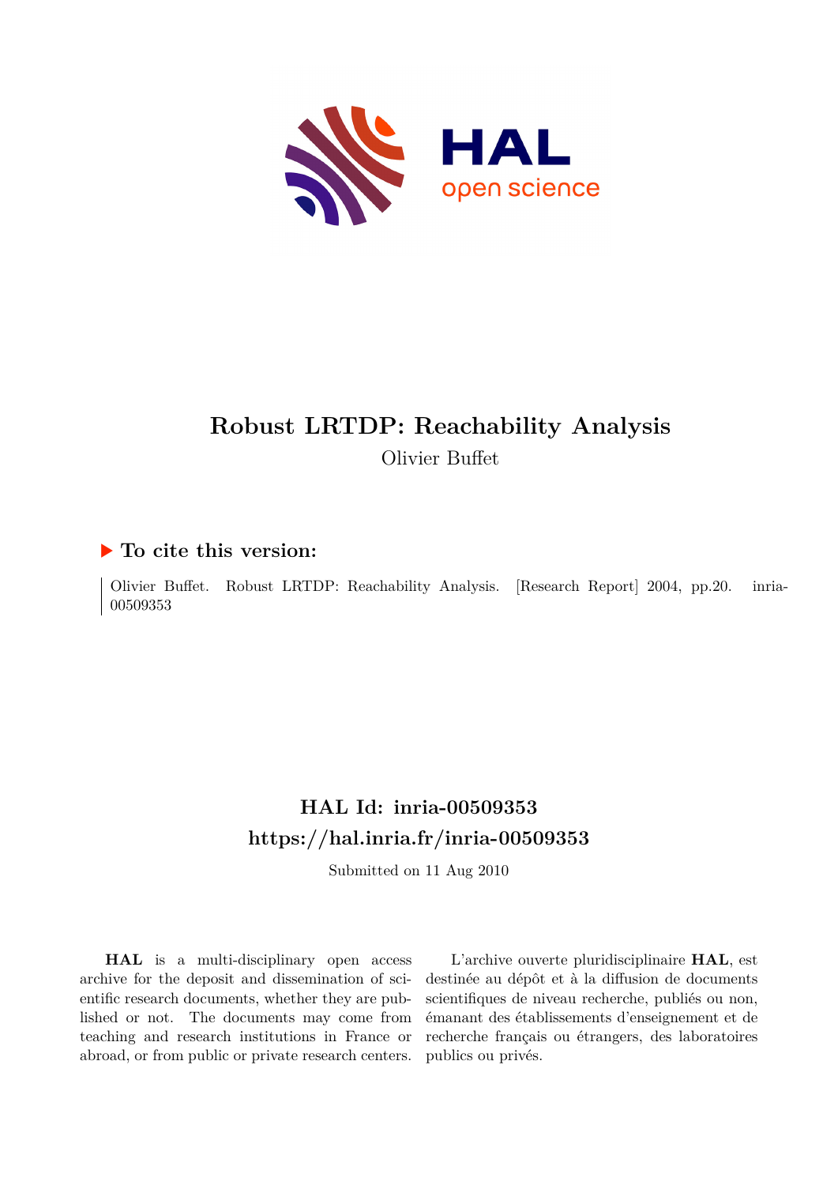# Robust LRTDP: Reachability Analysis

Olivier Buffet

## ▶ To cite this version:

Olivier Buffet. Robust LRTDP: Reachability Analysis. [Research Report] 2004, pp.20. inria-00509353

## HAL Id: inria-00509353
## https://hal.inria.fr/inria-00509353

Submitted on 11 Aug 2010

**HAL** is a multi-disciplinary open access archive for the deposit and dissemination of scientific research documents, whether they are published or not. The documents may come from teaching and research institutions in France or abroad, or from public or private research centers.

L'archive ouverte pluridisciplinaire **HAL**, est destinée au dépôt et à la diffusion de documents scientifiques de niveau recherche, publiés ou non, émanant des établissements d'enseignement et de recherche français ou étrangers, des laboratoires publics ou privés.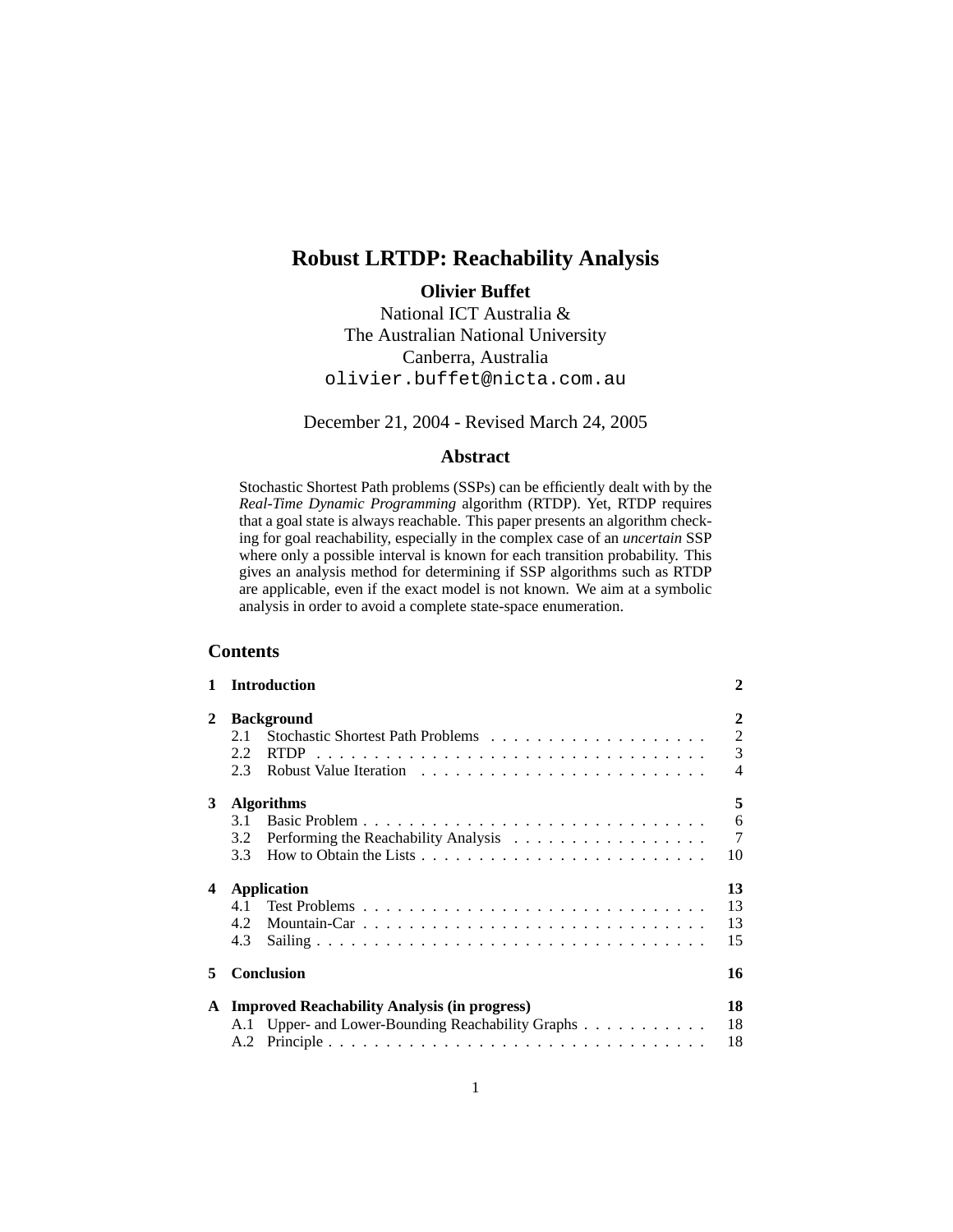# Robust LRTDP: Reachability Analysis

**Olivier Buffet**

National ICT Australia &
The Australian National University
Canberra, Australia
olivier.buffet@nicta.com.au

December 21, 2004 - Revised March 24, 2005

## Abstract

Stochastic Shortest Path problems (SSPs) can be efficiently dealt with by the *Real-Time Dynamic Programming* algorithm (RTDP). Yet, RTDP requires that a goal state is always reachable. This paper presents an algorithm checking for goal reachability, especially in the complex case of an *uncertain* SSP where only a possible interval is known for each transition probability. This gives an analysis method for determining if SSP algorithms such as RTDP are applicable, even if the exact model is not known. We aim at a symbolic analysis in order to avoid a complete state-space enumeration.

## Contents

| | | |
|---|---|---|
| **1** | **Introduction** | **2** |
| **2** | **Background** | **2** |
| 2.1 | Stochastic Shortest Path Problems | 2 |
| 2.2 | RTDP | 3 |
| 2.3 | Robust Value Iteration | 4 |
| **3** | **Algorithms** | **5** |
| 3.1 | Basic Problem | 6 |
| 3.2 | Performing the Reachability Analysis | 7 |
| 3.3 | How to Obtain the Lists | 10 |
| **4** | **Application** | **13** |
| 4.1 | Test Problems | 13 |
| 4.2 | Mountain-Car | 13 |
| 4.3 | Sailing | 15 |
| **5** | **Conclusion** | **16** |
| **A** | **Improved Reachability Analysis (in progress)** | **18** |
| A.1 | Upper- and Lower-Bounding Reachability Graphs | 18 |
| A.2 | Principle | 18 |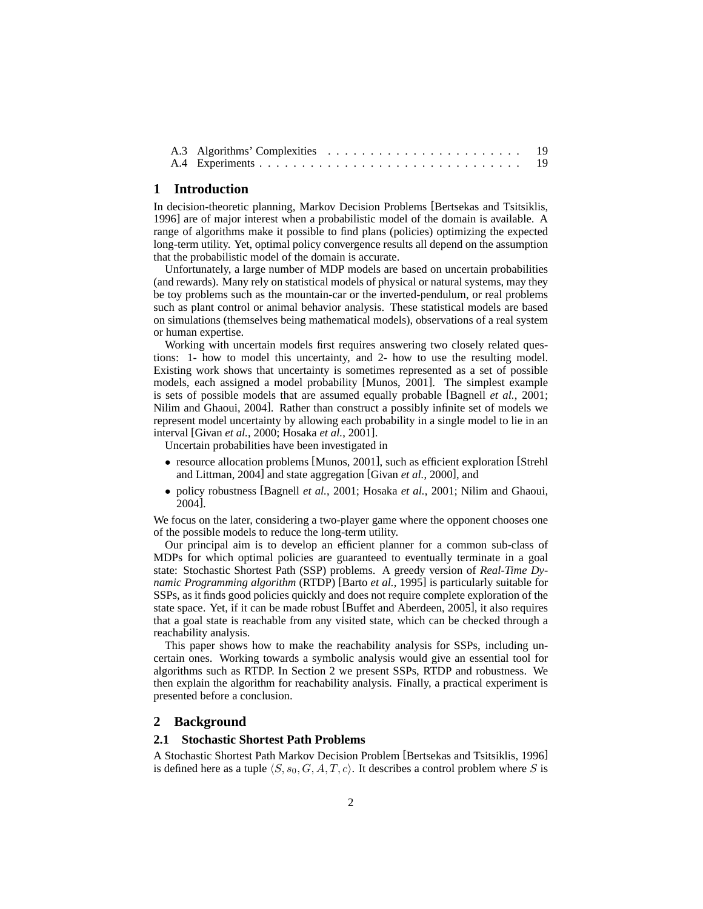A.3 Algorithms' Complexities . . . . . . . . . . . . . . . . . . . . . . . 19
A.4 Experiments . . . . . . . . . . . . . . . . . . . . . . . . . . . . . . 19

# 1 Introduction

In decision-theoretic planning, Markov Decision Problems [Bertsekas and Tsitsiklis, 1996] are of major interest when a probabilistic model of the domain is available. A range of algorithms make it possible to find plans (policies) optimizing the expected long-term utility. Yet, optimal policy convergence results all depend on the assumption that the probabilistic model of the domain is accurate.

Unfortunately, a large number of MDP models are based on uncertain probabilities (and rewards). Many rely on statistical models of physical or natural systems, may they be toy problems such as the mountain-car or the inverted-pendulum, or real problems such as plant control or animal behavior analysis. These statistical models are based on simulations (themselves being mathematical models), observations of a real system or human expertise.

Working with uncertain models first requires answering two closely related questions: 1- how to model this uncertainty, and 2- how to use the resulting model. Existing work shows that uncertainty is sometimes represented as a set of possible models, each assigned a model probability [Munos, 2001]. The simplest example is sets of possible models that are assumed equally probable [Bagnell *et al.*, 2001; Nilim and Ghaoui, 2004]. Rather than construct a possibly infinite set of models we represent model uncertainty by allowing each probability in a single model to lie in an interval [Givan *et al.*, 2000; Hosaka *et al.*, 2001].

Uncertain probabilities have been investigated in

- resource allocation problems [Munos, 2001], such as efficient exploration [Strehl and Littman, 2004] and state aggregation [Givan *et al.*, 2000], and
- policy robustness [Bagnell *et al.*, 2001; Hosaka *et al.*, 2001; Nilim and Ghaoui, 2004].

We focus on the later, considering a two-player game where the opponent chooses one of the possible models to reduce the long-term utility.

Our principal aim is to develop an efficient planner for a common sub-class of MDPs for which optimal policies are guaranteed to eventually terminate in a goal state: Stochastic Shortest Path (SSP) problems. A greedy version of *Real-Time Dynamic Programming algorithm* (RTDP) [Barto *et al.*, 1995] is particularly suitable for SSPs, as it finds good policies quickly and does not require complete exploration of the state space. Yet, if it can be made robust [Buffet and Aberdeen, 2005], it also requires that a goal state is reachable from any visited state, which can be checked through a reachability analysis.

This paper shows how to make the reachability analysis for SSPs, including uncertain ones. Working towards a symbolic analysis would give an essential tool for algorithms such as RTDP. In Section 2 we present SSPs, RTDP and robustness. We then explain the algorithm for reachability analysis. Finally, a practical experiment is presented before a conclusion.

# 2 Background

## 2.1 Stochastic Shortest Path Problems

A Stochastic Shortest Path Markov Decision Problem [Bertsekas and Tsitsiklis, 1996] is defined here as a tuple $\langle S, s_0, G, A, T, c \rangle$. It describes a control problem where $S$ is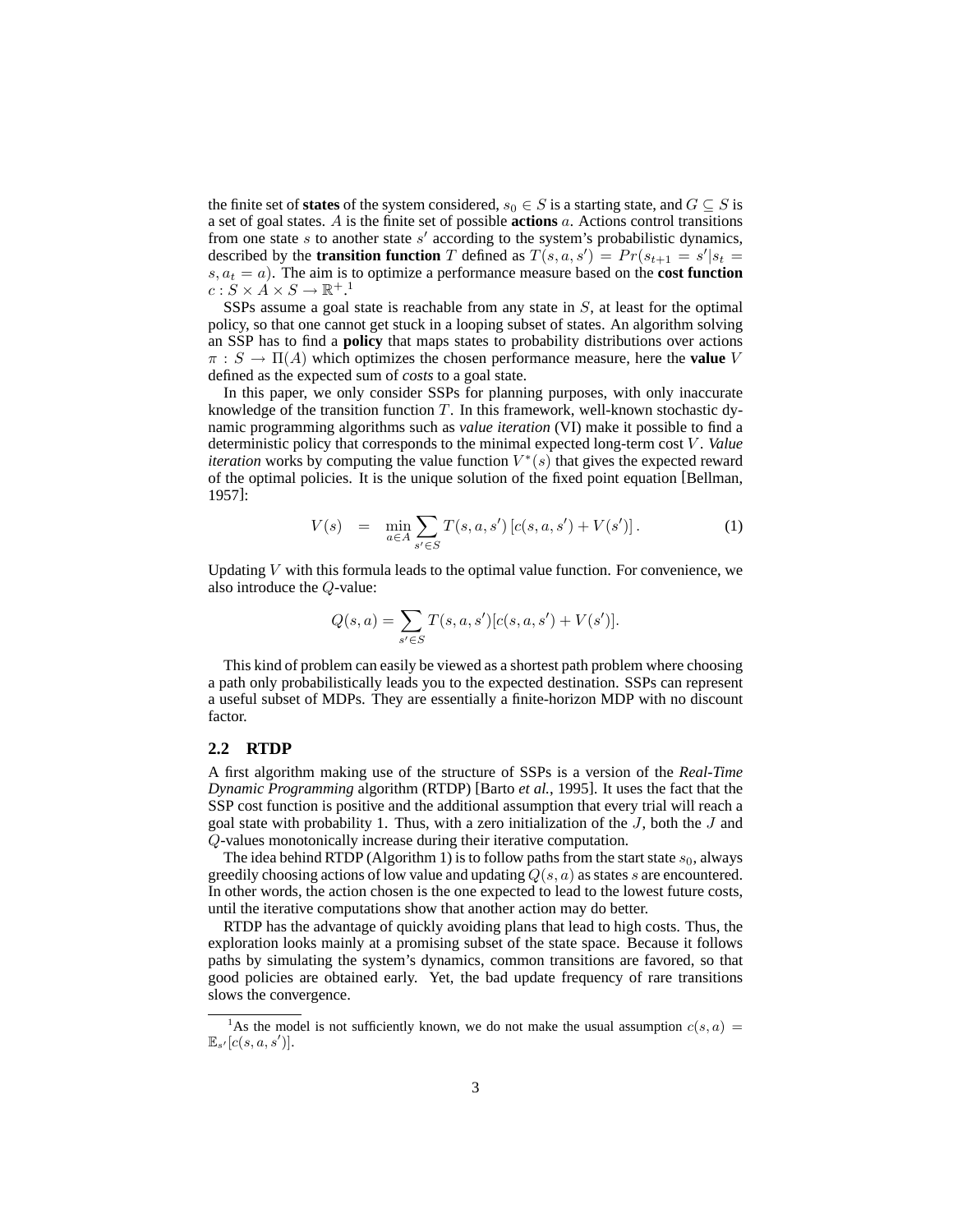the finite set of **states** of the system considered, $s_0 \in S$ is a starting state, and $G \subseteq S$ is a set of goal states. $A$ is the finite set of possible **actions** $a$. Actions control transitions from one state $s$ to another state $s'$ according to the system's probabilistic dynamics, described by the **transition function** $T$ defined as $T(s, a, s') = Pr(s_{t+1} = s'|s_t = s, a_t = a)$. The aim is to optimize a performance measure based on the **cost function** $c : S \times A \times S \to \mathbb{R}^+$.[1]

SSPs assume a goal state is reachable from any state in $S$, at least for the optimal policy, so that one cannot get stuck in a looping subset of states. An algorithm solving an SSP has to find a **policy** that maps states to probability distributions over actions $\pi : S \to \Pi(A)$ which optimizes the chosen performance measure, here the **value** $V$ defined as the expected sum of *costs* to a goal state.

In this paper, we only consider SSPs for planning purposes, with only inaccurate knowledge of the transition function $T$. In this framework, well-known stochastic dynamic programming algorithms such as *value iteration* (VI) make it possible to find a deterministic policy that corresponds to the minimal expected long-term cost $V$. *Value iteration* works by computing the value function $V^*(s)$ that gives the expected reward of the optimal policies. It is the unique solution of the fixed point equation [Bellman, 1957]:

$$V(s) \quad = \quad \min_{a \in A} \sum_{s' \in S} T(s, a, s') \left[ c(s, a, s') + V(s') \right]. \tag{1}$$

Updating $V$ with this formula leads to the optimal value function. For convenience, we also introduce the $Q$-value:

$$Q(s, a) = \sum_{s' \in S} T(s, a, s')[c(s, a, s') + V(s')].$$

This kind of problem can easily be viewed as a shortest path problem where choosing a path only probabilistically leads you to the expected destination. SSPs can represent a useful subset of MDPs. They are essentially a finite-horizon MDP with no discount factor.

### 2.2 RTDP

A first algorithm making use of the structure of SSPs is a version of the *Real-Time Dynamic Programming* algorithm (RTDP) [Barto *et al.*, 1995]. It uses the fact that the SSP cost function is positive and the additional assumption that every trial will reach a goal state with probability 1. Thus, with a zero initialization of the $J$, both the $J$ and $Q$-values monotonically increase during their iterative computation.

The idea behind RTDP (Algorithm 1) is to follow paths from the start state $s_0$, always greedily choosing actions of low value and updating $Q(s, a)$ as states $s$ are encountered. In other words, the action chosen is the one expected to lead to the lowest future costs, until the iterative computations show that another action may do better.

RTDP has the advantage of quickly avoiding plans that lead to high costs. Thus, the exploration looks mainly at a promising subset of the state space. Because it follows paths by simulating the system's dynamics, common transitions are favored, so that good policies are obtained early. Yet, the bad update frequency of rare transitions slows the convergence.

---

[1] As the model is not sufficiently known, we do not make the usual assumption $c(s, a) = \mathbb{E}_{s'}[c(s, a, s')]$.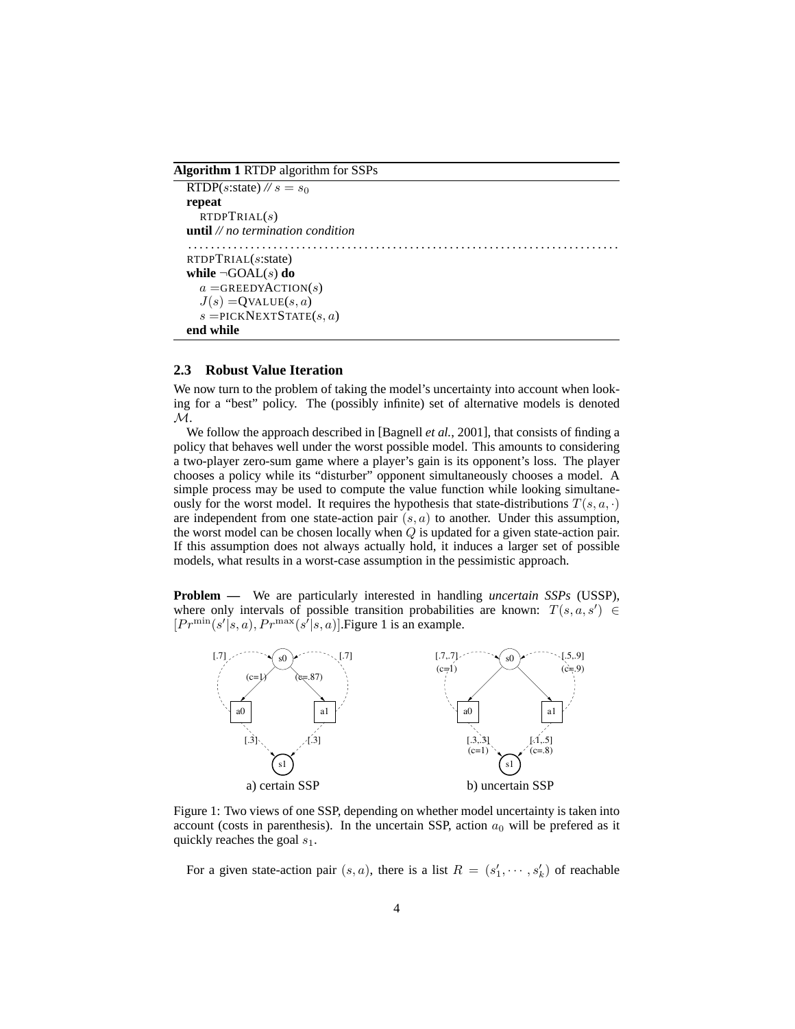**Algorithm 1** RTDP algorithm for SSPs

```
RTDP(s:state) // s = s_0
repeat
   RTDPTRIAL(s)
until // no termination condition
.........................................................................
RTDPTRIAL(s:state)
while ¬GOAL(s) do
   a = GREEDYACTION(s)
   J(s) = QVALUE(s, a)
   s = PICKNEXTSTATE(s, a)
end while
```

### 2.3 Robust Value Iteration

We now turn to the problem of taking the model's uncertainty into account when looking for a "best" policy. The (possibly infinite) set of alternative models is denoted $\mathcal{M}$.

We follow the approach described in [Bagnell *et al.*, 2001], that consists of finding a policy that behaves well under the worst possible model. This amounts to considering a two-player zero-sum game where a player's gain is its opponent's loss. The player chooses a policy while its "disturber" opponent simultaneously chooses a model. A simple process may be used to compute the value function while looking simultaneously for the worst model. It requires the hypothesis that state-distributions $T(s, a, \cdot)$ are independent from one state-action pair $(s, a)$ to another. Under this assumption, the worst model can be chosen locally when $Q$ is updated for a given state-action pair. If this assumption does not always actually hold, it induces a larger set of possible models, what results in a worst-case assumption in the pessimistic approach.

**Problem —** We are particularly interested in handling *uncertain SSPs* (USSP), where only intervals of possible transition probabilities are known: $T(s, a, s') \in [Pr^{\min}(s'|s, a), Pr^{\max}(s'|s, a)]$.Figure 1 is an example.

a) certain SSP    b) uncertain SSP

Figure 1: Two views of one SSP, depending on whether model uncertainty is taken into account (costs in parenthesis). In the uncertain SSP, action $a_0$ will be prefered as it quickly reaches the goal $s_1$.

For a given state-action pair $(s, a)$, there is a list $R = (s'_1, \cdots, s'_k)$ of reachable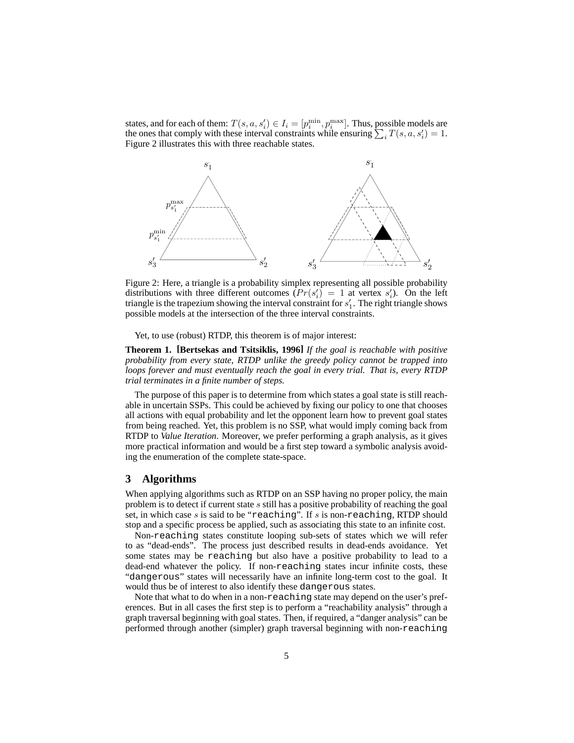states, and for each of them: $T(s, a, s'_i) \in I_i = [p_i^{\min}, p_i^{\max}]$. Thus, possible models are the ones that comply with these interval constraints while ensuring $\sum_i T(s, a, s'_i) = 1$. Figure 2 illustrates this with three reachable states.

Figure 2: Here, a triangle is a probability simplex representing all possible probability distributions with three different outcomes ($Pr(s'_i) = 1$ at vertex $s'_i$). On the left triangle is the trapezium showing the interval constraint for $s'_1$. The right triangle shows possible models at the intersection of the three interval constraints.

Yet, to use (robust) RTDP, this theorem is of major interest:

**Theorem 1. [Bertsekas and Tsitsiklis, 1996]** *If the goal is reachable with positive probability from every state, RTDP unlike the greedy policy cannot be trapped into loops forever and must eventually reach the goal in every trial. That is, every RTDP trial terminates in a finite number of steps.*

The purpose of this paper is to determine from which states a goal state is still reachable in uncertain SSPs. This could be achieved by fixing our policy to one that chooses all actions with equal probability and let the opponent learn how to prevent goal states from being reached. Yet, this problem is no SSP, what would imply coming back from RTDP to *Value Iteration*. Moreover, we prefer performing a graph analysis, as it gives more practical information and would be a first step toward a symbolic analysis avoiding the enumeration of the complete state-space.

## 3 Algorithms

When applying algorithms such as RTDP on an SSP having no proper policy, the main problem is to detect if current state $s$ still has a positive probability of reaching the goal set, in which case $s$ is said to be "`reaching`". If $s$ is non-`reaching`, RTDP should stop and a specific process be applied, such as associating this state to an infinite cost.

Non-`reaching` states constitute looping sub-sets of states which we will refer to as "dead-ends". The process just described results in dead-ends avoidance. Yet some states may be `reaching` but also have a positive probability to lead to a dead-end whatever the policy. If non-`reaching` states incur infinite costs, these "`dangerous`" states will necessarily have an infinite long-term cost to the goal. It would thus be of interest to also identify these `dangerous` states.

Note that what to do when in a non-`reaching` state may depend on the user's preferences. But in all cases the first step is to perform a "reachability analysis" through a graph traversal beginning with goal states. Then, if required, a "danger analysis" can be performed through another (simpler) graph traversal beginning with non-`reaching`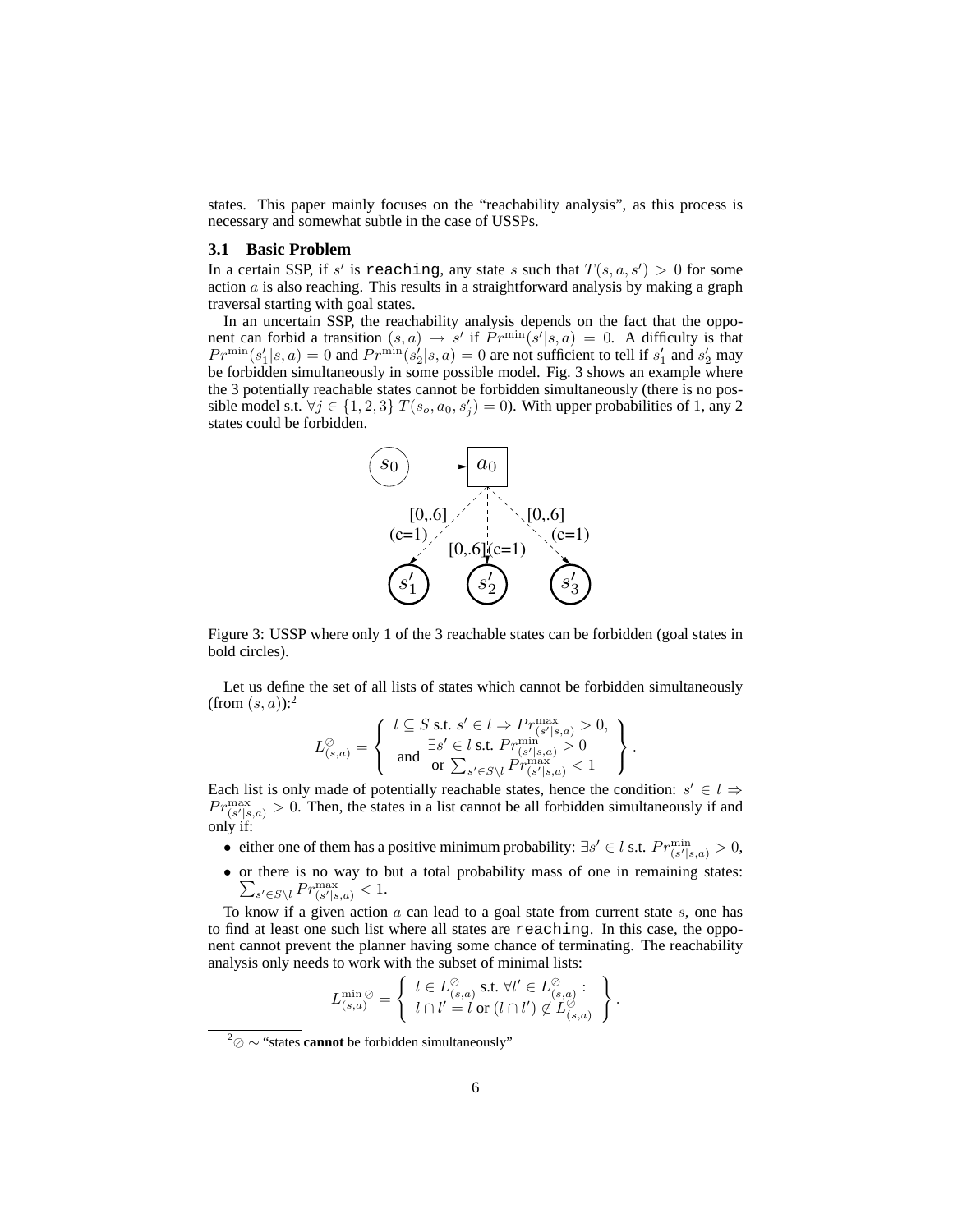states. This paper mainly focuses on the "reachability analysis", as this process is necessary and somewhat subtle in the case of USSPs.

### 3.1 Basic Problem

In a certain SSP, if $s'$ is `reaching`, any state $s$ such that $T(s, a, s') > 0$ for some action $a$ is also reaching. This results in a straightforward analysis by making a graph traversal starting with goal states.

In an uncertain SSP, the reachability analysis depends on the fact that the opponent can forbid a transition $(s, a) \to s'$ if $Pr^{\min}(s'|s, a) = 0$. A difficulty is that $Pr^{\min}(s'_1|s, a) = 0$ and $Pr^{\min}(s'_2|s, a) = 0$ are not sufficient to tell if $s'_1$ and $s'_2$ may be forbidden simultaneously in some possible model. Fig. 3 shows an example where the 3 potentially reachable states cannot be forbidden simultaneously (there is no possible model s.t. $\forall j \in \{1, 2, 3\}$ $T(s_o, a_0, s'_j) = 0$). With upper probabilities of 1, any 2 states could be forbidden.

Figure 3: USSP where only 1 of the 3 reachable states can be forbidden (goal states in bold circles).

Let us define the set of all lists of states which cannot be forbidden simultaneously (from $(s, a)$):[2]

$$L^{\oslash}_{(s,a)} = \left\{ \begin{array}{c} l \subseteq S \text{ s.t. } s' \in l \Rightarrow Pr^{\max}_{(s'|s,a)} > 0, \\ \text{and } \begin{array}{c} \exists s' \in l \text{ s.t. } Pr^{\min}_{(s'|s,a)} > 0 \\ \text{or } \sum_{s' \in S \setminus l} Pr^{\max}_{(s'|s,a)} < 1 \end{array} \end{array} \right\}.$$

Each list is only made of potentially reachable states, hence the condition: $s' \in l \Rightarrow Pr^{\max}_{(s'|s,a)} > 0$. Then, the states in a list cannot be all forbidden simultaneously if and only if:

- either one of them has a positive minimum probability: $\exists s' \in l$ s.t. $Pr^{\min}_{(s'|s,a)} > 0$,
- or there is no way to but a total probability mass of one in remaining states: $\sum_{s' \in S \setminus l} Pr^{\max}_{(s'|s,a)} < 1$.

To know if a given action $a$ can lead to a goal state from current state $s$, one has to find at least one such list where all states are `reaching`. In this case, the opponent cannot prevent the planner having some chance of terminating. The reachability analysis only needs to work with the subset of minimal lists:

$$L^{\min\oslash}_{(s,a)} = \left\{ \begin{array}{c} l \in L^{\oslash}_{(s,a)} \text{ s.t. } \forall l' \in L^{\oslash}_{(s,a)} : \\ l \cap l' = l \text{ or } (l \cap l') \notin L^{\oslash}_{(s,a)} \end{array} \right\}.$$

[2] $\oslash \sim$ "states **cannot** be forbidden simultaneously"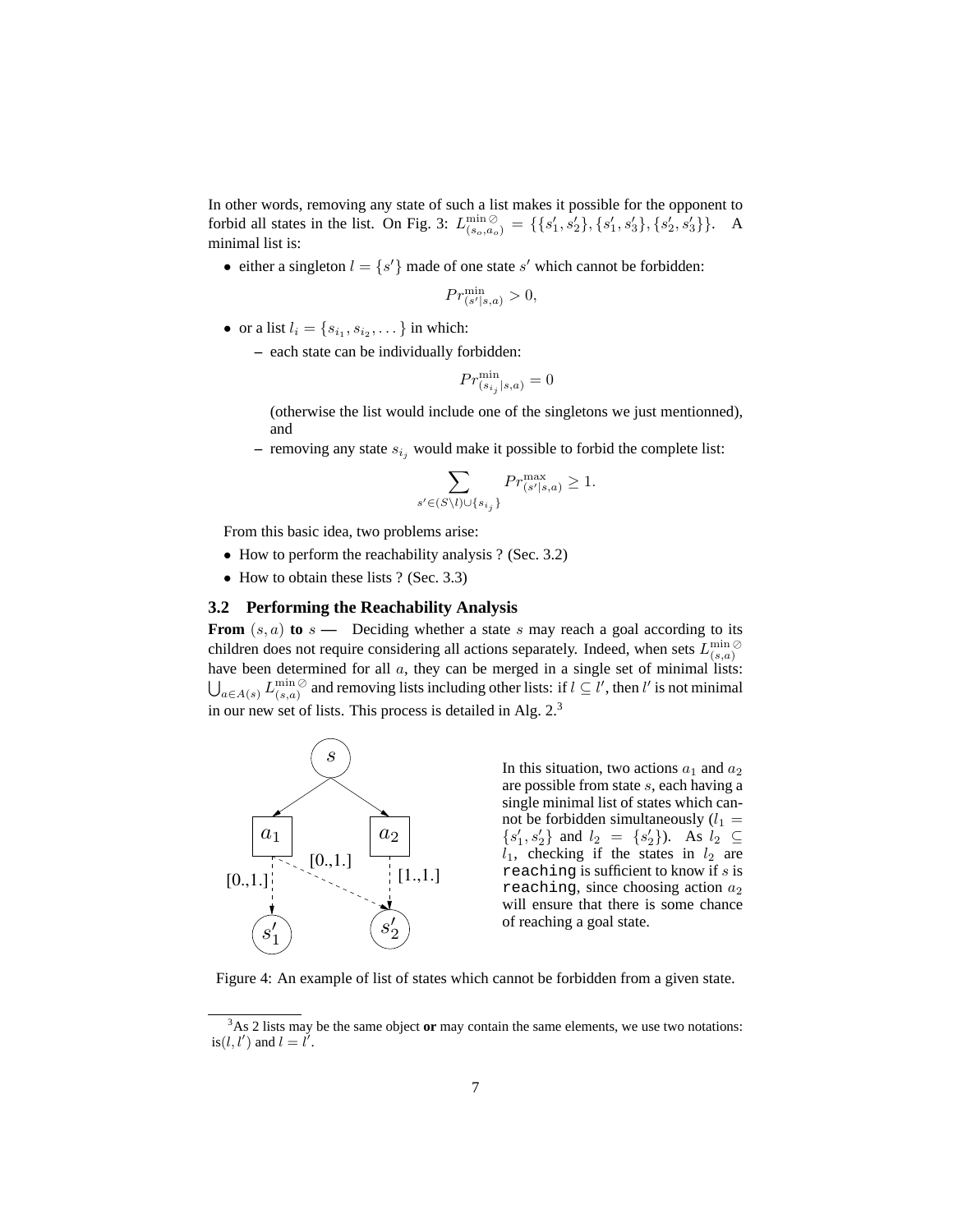In other words, removing any state of such a list makes it possible for the opponent to forbid all states in the list. On Fig. 3: $L^{\min \emptyset}_{(s_o,a_o)} = \{\{s'_1, s'_2\}, \{s'_1, s'_3\}, \{s'_2, s'_3\}\}$. A minimal list is:

- either a singleton $l = \{s'\}$ made of one state $s'$ which cannot be forbidden:

$$Pr^{\min}_{(s'|s,a)} > 0,$$

- or a list $l_i = \{s_{i_1}, s_{i_2}, \dots\}$ in which:
  - each state can be individually forbidden:

    $$Pr^{\min}_{(s_{i_j}|s,a)} = 0$$

    (otherwise the list would include one of the singletons we just mentionned), and
  - removing any state $s_{i_j}$ would make it possible to forbid the complete list:

    $$\sum_{s' \in (S \setminus l) \cup \{s_{i_j}\}} Pr^{\max}_{(s'|s,a)} \geq 1.$$

From this basic idea, two problems arise:

- How to perform the reachability analysis ? (Sec. 3.2)
- How to obtain these lists ? (Sec. 3.3)

### 3.2 Performing the Reachability Analysis

**From** $(s, a)$ **to** $s$ **—** Deciding whether a state $s$ may reach a goal according to its children does not require considering all actions separately. Indeed, when sets $L^{\min \emptyset}_{(s,a)}$ have been determined for all $a$, they can be merged in a single set of minimal lists: $\bigcup_{a \in A(s)} L^{\min \emptyset}_{(s,a)}$ and removing lists including other lists: if $l \subseteq l'$, then $l'$ is not minimal in our new set of lists. This process is detailed in Alg. 2.[3]

In this situation, two actions $a_1$ and $a_2$ are possible from state $s$, each having a single minimal list of states which cannot be forbidden simultaneously ($l_1 = \{s'_1, s'_2\}$ and $l_2 = \{s'_2\}$). As $l_2 \subseteq l_1$, checking if the states in $l_2$ are `reaching` is sufficient to know if $s$ is `reaching`, since choosing action $a_2$ will ensure that there is some chance of reaching a goal state.

Figure 4: An example of list of states which cannot be forbidden from a given state.

[3] As 2 lists may be the same object **or** may contain the same elements, we use two notations: is$(l, l')$ and $l = l'$.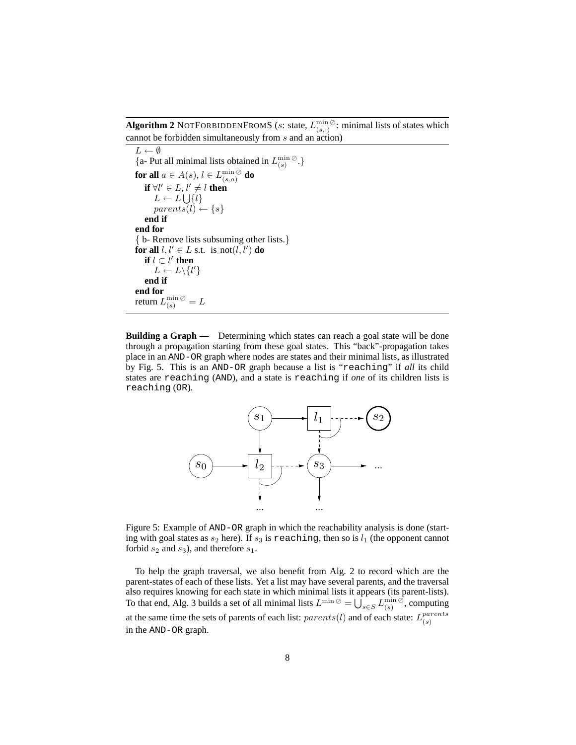**Algorithm 2** NotForbiddenFromS ($s$: state, $L^{\min\oslash}_{(s,\cdot)}$: minimal lists of states which cannot be forbidden simultaneously from $s$ and an action)

```
L ← ∅
{a- Put all minimal lists obtained in L^{min ⊘}_{(s)}.}
for all a ∈ A(s), l ∈ L^{min ⊘}_{(s,a)} do
    if ∀l' ∈ L, l' ≠ l then
        L ← L ⋃{l}
        parents(l) ← {s}
    end if
end for
{ b- Remove lists subsuming other lists.}
for all l, l' ∈ L s.t. is_not(l, l') do
    if l ⊂ l' then
        L ← L\{l'}
    end if
end for
return L^{min ⊘}_{(s)} = L
```

**Building a Graph —** Determining which states can reach a goal state will be done through a propagation starting from these goal states. This "back"-propagation takes place in an AND-OR graph where nodes are states and their minimal lists, as illustrated by Fig. 5. This is an AND-OR graph because a list is "reaching" if *all* its child states are reaching (AND), and a state is reaching if *one* of its children lists is reaching (OR).

Figure 5: Example of AND-OR graph in which the reachability analysis is done (starting with goal states as $s_2$ here). If $s_3$ is reaching, then so is $l_1$ (the opponent cannot forbid $s_2$ and $s_3$), and therefore $s_1$.

To help the graph traversal, we also benefit from Alg. 2 to record which are the parent-states of each of these lists. Yet a list may have several parents, and the traversal also requires knowing for each state in which minimal lists it appears (its parent-lists). To that end, Alg. 3 builds a set of all minimal lists $L^{\min\oslash} = \bigcup_{s\in S} L^{\min\oslash}_{(s)}$, computing at the same time the sets of parents of each list: $parents(l)$ and of each state: $L^{parents}_{(s)}$ in the AND-OR graph.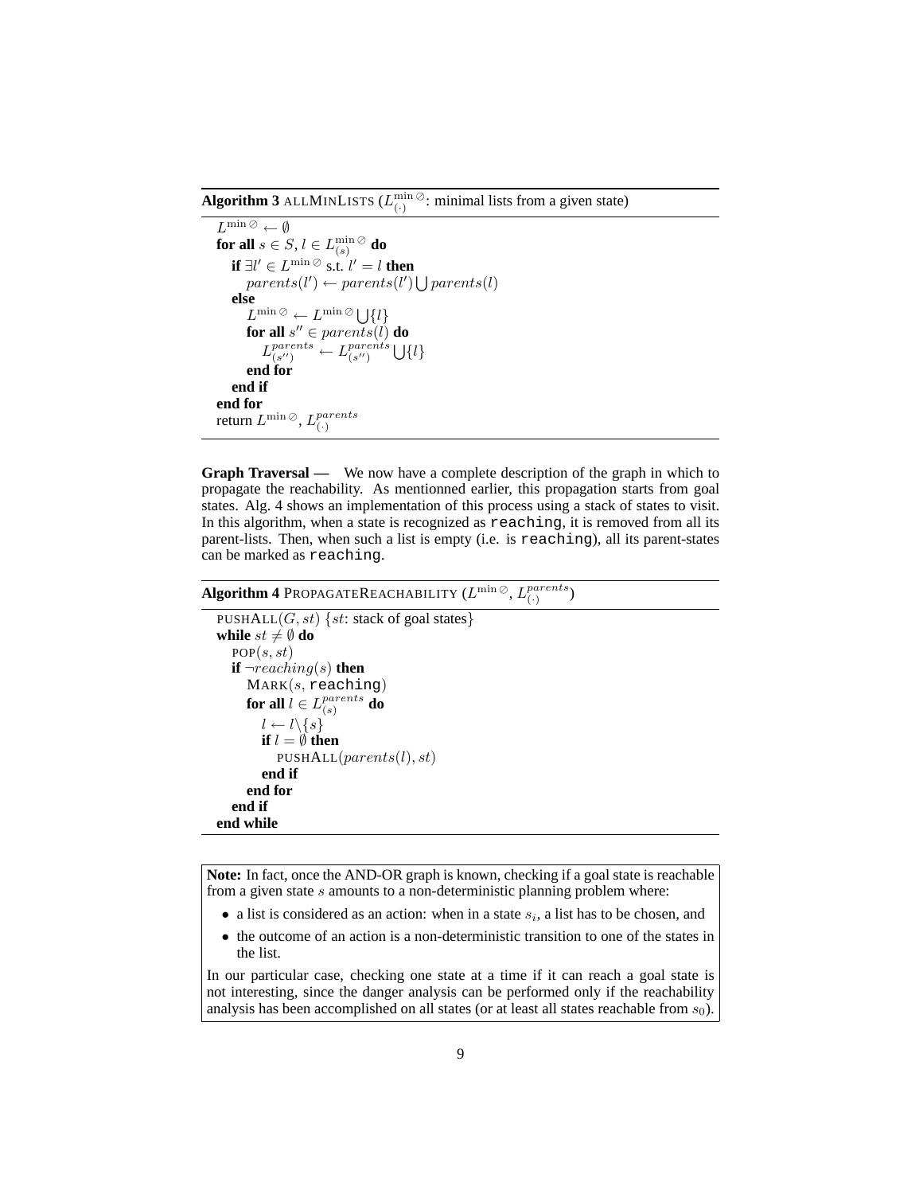**Algorithm 3** ALLMINLISTS ($L^{\min\emptyset}_{(\cdot)}$: minimal lists from a given state)

```
L^{min∅} ← ∅
for all s ∈ S, l ∈ L^{min∅}_{(s)} do
   if ∃l' ∈ L^{min∅} s.t. l' = l then
      parents(l') ← parents(l') ⋃ parents(l)
   else
      L^{min∅} ← L^{min∅} ⋃ {l}
      for all s'' ∈ parents(l) do
         L^{parents}_{(s'')} ← L^{parents}_{(s'')} ⋃ {l}
      end for
   end if
end for
return L^{min∅}, L^{parents}_{(·)}
```

**Graph Traversal —** We now have a complete description of the graph in which to propagate the reachability. As mentionned earlier, this propagation starts from goal states. Alg. 4 shows an implementation of this process using a stack of states to visit. In this algorithm, when a state is recognized as `reaching`, it is removed from all its parent-lists. Then, when such a list is empty (i.e. is `reaching`), all its parent-states can be marked as `reaching`.

**Algorithm 4** PROPAGATEREACHABILITY ($L^{\min\emptyset}$, $L^{parents}_{(\cdot)}$)

```
PUSHALL(G, st) {st: stack of goal states}
while st ≠ ∅ do
   POP(s, st)
   if ¬reaching(s) then
      MARK(s, reaching)
      for all l ∈ L^{parents}_{(s)} do
         l ← l\{s}
         if l = ∅ then
            PUSHALL(parents(l), st)
         end if
      end for
   end if
end while
```

**Note:** In fact, once the AND-OR graph is known, checking if a goal state is reachable from a given state $s$ amounts to a non-deterministic planning problem where:

- a list is considered as an action: when in a state $s_i$, a list has to be chosen, and
- the outcome of an action is a non-deterministic transition to one of the states in the list.

In our particular case, checking one state at a time if it can reach a goal state is not interesting, since the danger analysis can be performed only if the reachability analysis has been accomplished on all states (or at least all states reachable from $s_0$).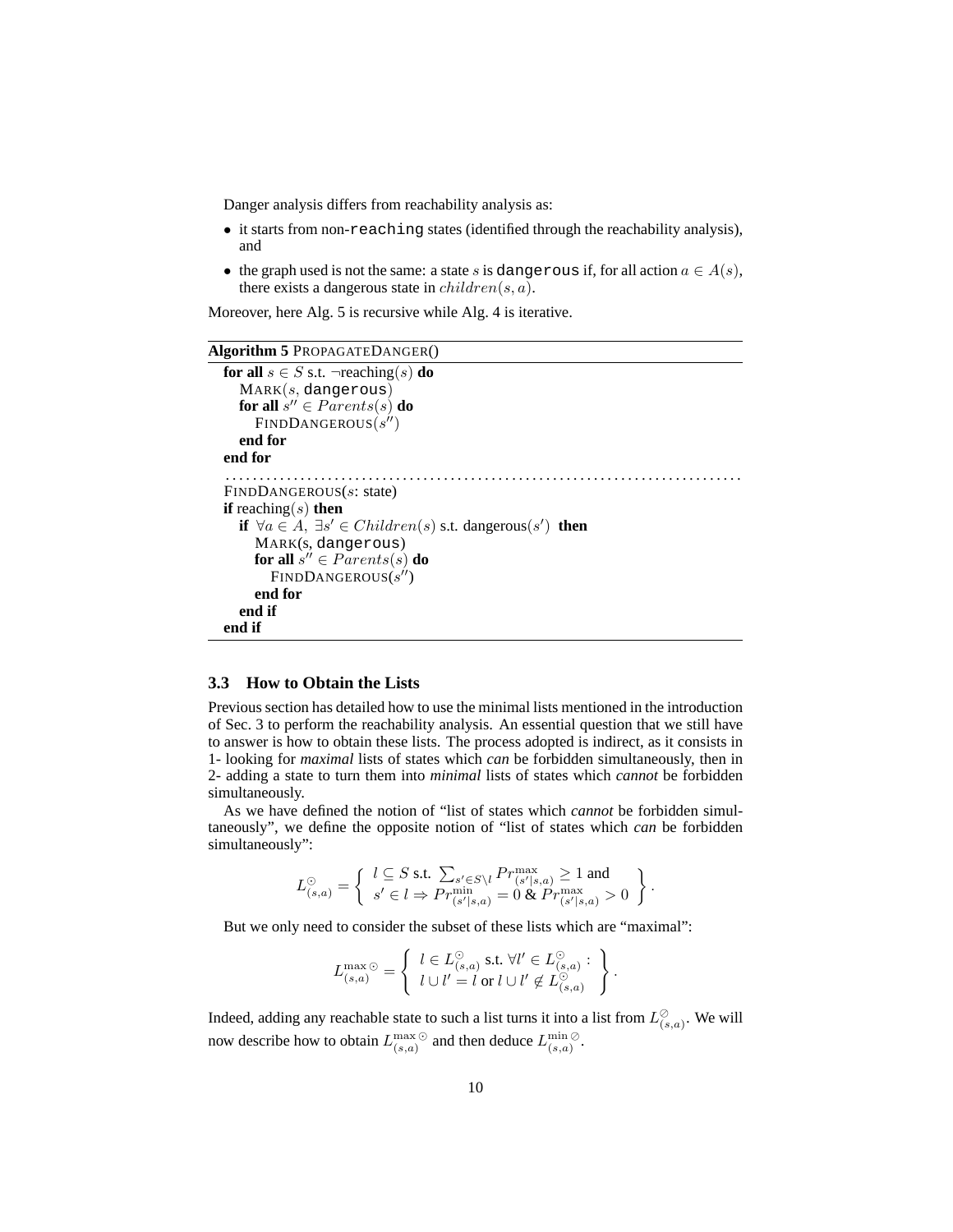Danger analysis differs from reachability analysis as:

- it starts from non-`reaching` states (identified through the reachability analysis), and
- the graph used is not the same: a state $s$ is `dangerous` if, for all action $a \in A(s)$, there exists a dangerous state in $children(s, a)$.

Moreover, here Alg. 5 is recursive while Alg. 4 is iterative.

**Algorithm 5** PROPAGATEDANGER()

```
for all s ∈ S s.t. ¬reaching(s) do
   MARK(s, dangerous)
   for all s'' ∈ Parents(s) do
      FINDDANGEROUS(s'')
   end for
end for
.........................................................................
FINDDANGEROUS(s: state)
if reaching(s) then
   if ∀a ∈ A, ∃s' ∈ Children(s) s.t. dangerous(s') then
      MARK(s, dangerous)
      for all s'' ∈ Parents(s) do
         FINDDANGEROUS(s'')
      end for
   end if
end if
```

### 3.3 How to Obtain the Lists

Previous section has detailed how to use the minimal lists mentioned in the introduction of Sec. 3 to perform the reachability analysis. An essential question that we still have to answer is how to obtain these lists. The process adopted is indirect, as it consists in 1- looking for *maximal* lists of states which *can* be forbidden simultaneously, then in 2- adding a state to turn them into *minimal* lists of states which *cannot* be forbidden simultaneously.

As we have defined the notion of "list of states which *cannot* be forbidden simultaneously", we define the opposite notion of "list of states which *can* be forbidden simultaneously":

$$L^{\odot}_{(s,a)} = \left\{ \begin{array}{l} l \subseteq S \text{ s.t. } \sum_{s' \in S \setminus l} Pr^{\max}_{(s'|s,a)} \geq 1 \text{ and} \\ s' \in l \Rightarrow Pr^{\min}_{(s'|s,a)} = 0 \;\&\; Pr^{\max}_{(s'|s,a)} > 0 \end{array} \right\}.$$

But we only need to consider the subset of these lists which are "maximal":

$$L^{\max\odot}_{(s,a)} = \left\{ \begin{array}{l} l \in L^{\odot}_{(s,a)} \text{ s.t. } \forall l' \in L^{\odot}_{(s,a)} : \\ l \cup l' = l \text{ or } l \cup l' \notin L^{\odot}_{(s,a)} \end{array} \right\}.$$

Indeed, adding any reachable state to such a list turns it into a list from $L^{\oslash}_{(s,a)}$. We will now describe how to obtain $L^{\max\odot}_{(s,a)}$ and then deduce $L^{\min\oslash}_{(s,a)}$.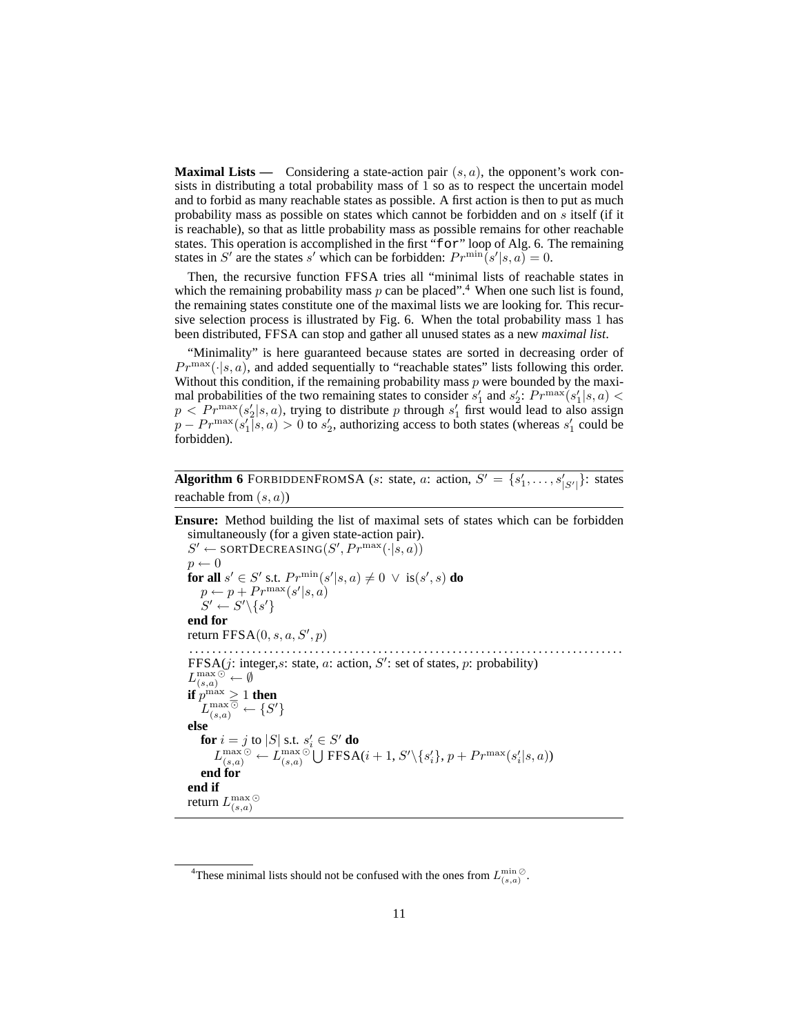**Maximal Lists —** Considering a state-action pair $(s, a)$, the opponent's work consists in distributing a total probability mass of 1 so as to respect the uncertain model and to forbid as many reachable states as possible. A first action is then to put as much probability mass as possible on states which cannot be forbidden and on $s$ itself (if it is reachable), so that as little probability mass as possible remains for other reachable states. This operation is accomplished in the first "`for`" loop of Alg. 6. The remaining states in $S'$ are the states $s'$ which can be forbidden: $Pr^{\min}(s'|s, a) = 0$.

Then, the recursive function FFSA tries all "minimal lists of reachable states in which the remaining probability mass $p$ can be placed".[4] When one such list is found, the remaining states constitute one of the maximal lists we are looking for. This recursive selection process is illustrated by Fig. 6. When the total probability mass 1 has been distributed, FFSA can stop and gather all unused states as a new *maximal list*.

"Minimality" is here guaranteed because states are sorted in decreasing order of $Pr^{\max}(\cdot|s, a)$, and added sequentially to "reachable states" lists following this order. Without this condition, if the remaining probability mass $p$ were bounded by the maximal probabilities of the two remaining states to consider $s'_1$ and $s'_2$: $Pr^{\max}(s'_1|s, a) < p < Pr^{\max}(s'_2|s, a)$, trying to distribute $p$ through $s'_1$ first would lead to also assign $p - Pr^{\max}(s'_1|s, a) > 0$ to $s'_2$, authorizing access to both states (whereas $s'_1$ could be forbidden).

---

**Algorithm 6** FORBIDDENFROMSA ($s$: state, $a$: action, $S' = \{s'_1, \ldots, s'_{|S'|}\}$: states reachable from $(s, a)$)

---

**Ensure:** Method building the list of maximal sets of states which can be forbidden simultaneously (for a given state-action pair).

$S' \leftarrow$ SORTDECREASING$(S', Pr^{\max}(\cdot|s, a))$
$p \leftarrow 0$
**for all** $s' \in S'$ s.t. $Pr^{\min}(s'|s, a) \neq 0 \ \vee \ \text{is}(s', s)$ **do**
  $p \leftarrow p + Pr^{\max}(s'|s, a)$
  $S' \leftarrow S' \backslash \{s'\}$
**end for**
return FFSA$(0, s, a, S', p)$

.....................................................................................

FFSA($j$: integer,$s$: state, $a$: action, $S'$: set of states, $p$: probability)
$L^{\max \odot}_{(s,a)} \leftarrow \emptyset$
**if** $p^{\max} \geq 1$ **then**
  $L^{\max \odot}_{(s,a)} \leftarrow \{S'\}$
**else**
  **for** $i = j$ to $|S|$ s.t. $s'_i \in S'$ **do**
    $L^{\max \odot}_{(s,a)} \leftarrow L^{\max \odot}_{(s,a)} \bigcup$ FFSA$(i + 1, S' \backslash \{s'_i\}, p + Pr^{\max}(s'_i|s, a))$
  **end for**
**end if**
return $L^{\max \odot}_{(s,a)}$

---

[4] These minimal lists should not be confused with the ones from $L^{\min \oslash}_{(s,a)}$.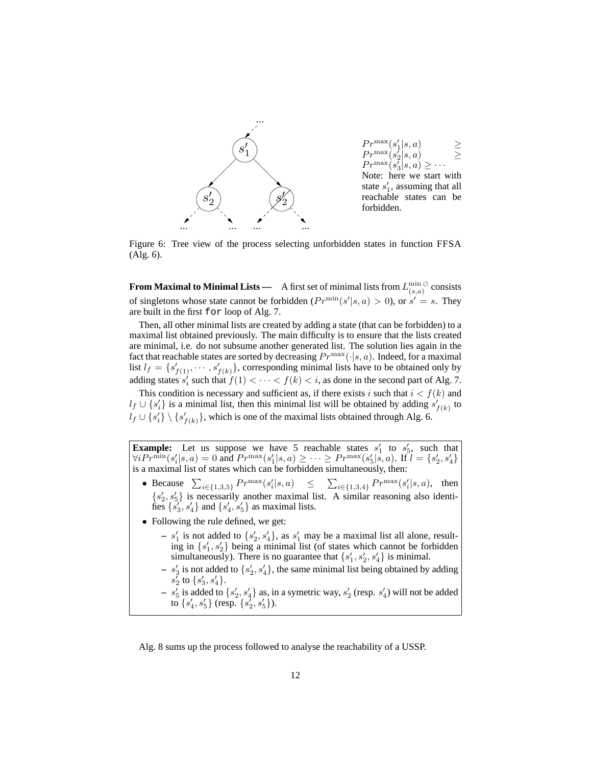$Pr^{\max}(s'_1|s,a) \geq$
$Pr^{\max}(s'_2|s,a) \geq$
$Pr^{\max}(s'_3|s,a) \geq \cdots$
Note: here we start with state $s'_1$, assuming that all reachable states can be forbidden.

Figure 6: Tree view of the process selecting unforbidden states in function FFSA (Alg. 6).

**From Maximal to Minimal Lists —** A first set of minimal lists from $L^{\min \emptyset}_{(s,a)}$ consists of singletons whose state cannot be forbidden ($Pr^{\min}(s'|s,a) > 0$), or $s' = s$. They are built in the first `for` loop of Alg. 7.

Then, all other minimal lists are created by adding a state (that can be forbidden) to a maximal list obtained previously. The main difficulty is to ensure that the lists created are minimal, i.e. do not subsume another generated list. The solution lies again in the fact that reachable states are sorted by decreasing $Pr^{\max}(\cdot|s,a)$. Indeed, for a maximal list $l_f = \{s'_{f(1)}, \cdots, s'_{f(k)}\}$, corresponding minimal lists have to be obtained only by adding states $s'_i$ such that $f(1) < \cdots < f(k) < i$, as done in the second part of Alg. 7.

This condition is necessary and sufficient as, if there exists $i$ such that $i < f(k)$ and $l_f \cup \{s'_i\}$ is a minimal list, then this minimal list will be obtained by adding $s'_{f(k)}$ to $l_f \cup \{s'_i\} \setminus \{s'_{f(k)}\}$, which is one of the maximal lists obtained through Alg. 6.

**Example:** Let us suppose we have 5 reachable states $s'_1$ to $s'_5$, such that $\forall i Pr^{\min}(s'_i|s,a) = 0$ and $Pr^{\max}(s'_1|s,a) \geq \cdots \geq Pr^{\max}(s'_5|s,a)$. If $l = \{s'_2, s'_4\}$ is a maximal list of states which can be forbidden simultaneously, then:

- Because $\sum_{i \in \{1,3,5\}} Pr^{\max}(s'_i|s,a) \leq \sum_{i \in \{1,3,4\}} Pr^{\max}(s'_i|s,a)$, then $\{s'_2, s'_5\}$ is necessarily another maximal list. A similar reasoning also identifies $\{s'_3, s'_4\}$ and $\{s'_4, s'_5\}$ as maximal lists.
- Following the rule defined, we get:
  - $s'_1$ is not added to $\{s'_2, s'_4\}$, as $s'_1$ may be a maximal list all alone, resulting in $\{s'_1, s'_2\}$ being a minimal list (of states which cannot be forbidden simultaneously). There is no guarantee that $\{s'_1, s'_2, s'_4\}$ is minimal.
  - $s'_3$ is not added to $\{s'_2, s'_4\}$, the same minimal list being obtained by adding $s'_2$ to $\{s'_3, s'_4\}$.
  - $s'_5$ is added to $\{s'_2, s'_4\}$ as, in a symetric way, $s'_2$ (resp. $s'_4$) will not be added to $\{s'_4, s'_5\}$ (resp. $\{s'_2, s'_5\}$).

Alg. 8 sums up the process followed to analyse the reachability of a USSP.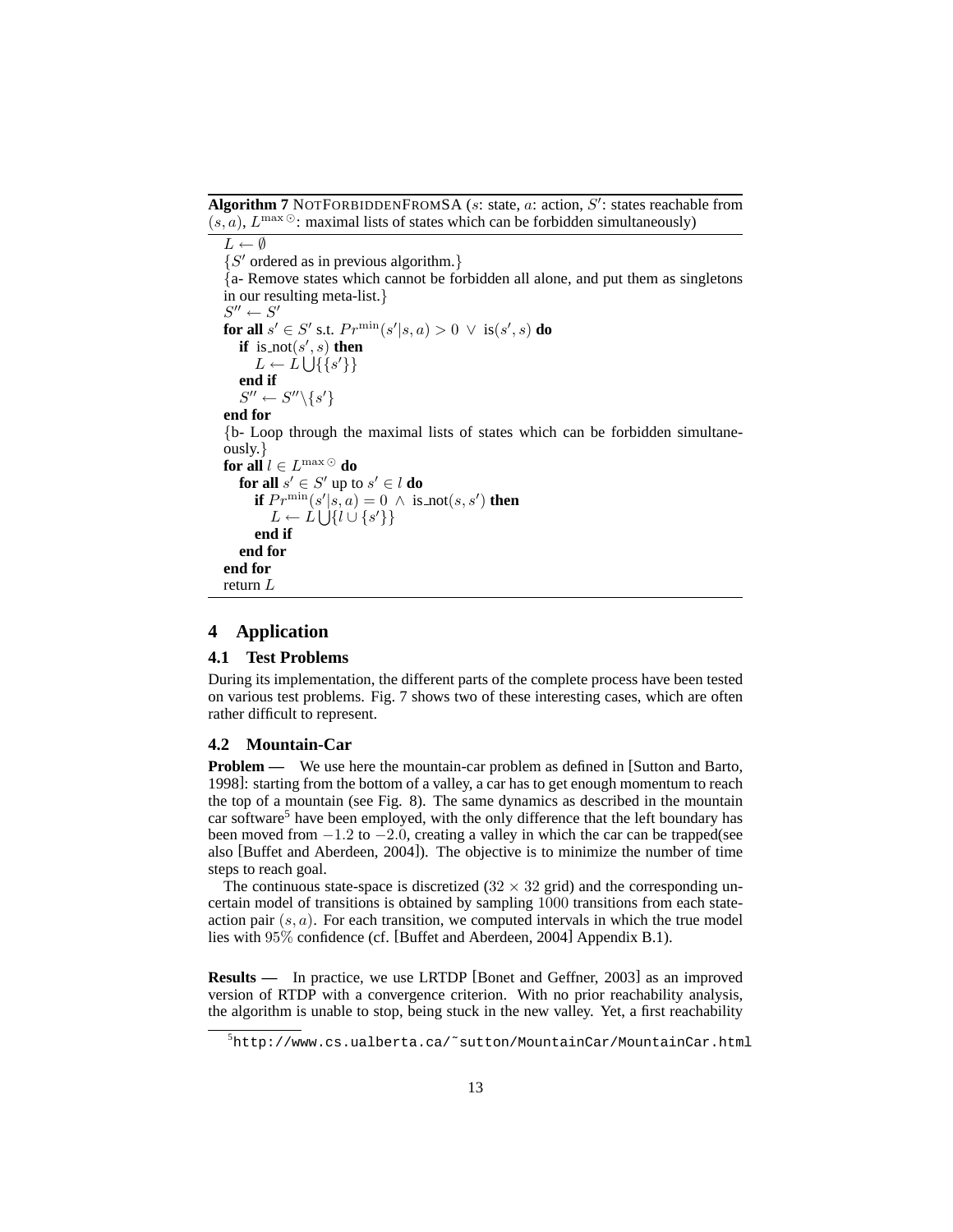**Algorithm 7** NotForbiddenFromSA ($s$: state, $a$: action, $S'$: states reachable from $(s, a)$, $L^{\max \odot}$: maximal lists of states which can be forbidden simultaneously)

```
L ← ∅
{S' ordered as in previous algorithm.}
{a- Remove states which cannot be forbidden all alone, and put them as singletons
in our resulting meta-list.}
S'' ← S'
for all s' ∈ S' s.t. Pr^min(s'|s, a) > 0 ∨ is(s', s) do
   if is_not(s', s) then
      L ← L ⋃{{s'}}
   end if
   S'' ← S''\{s'}
end for
{b- Loop through the maximal lists of states which can be forbidden simultane-
ously.}
for all l ∈ L^max⊙ do
   for all s' ∈ S' up to s' ∈ l do
      if Pr^min(s'|s, a) = 0 ∧ is_not(s, s') then
         L ← L ⋃{l ∪ {s'}}
      end if
   end for
end for
return L
```

## 4 Application

### 4.1 Test Problems

During its implementation, the different parts of the complete process have been tested on various test problems. Fig. 7 shows two of these interesting cases, which are often rather difficult to represent.

### 4.2 Mountain-Car

**Problem —** We use here the mountain-car problem as defined in [Sutton and Barto, 1998]: starting from the bottom of a valley, a car has to get enough momentum to reach the top of a mountain (see Fig. 8). The same dynamics as described in the mountain car software[5] have been employed, with the only difference that the left boundary has been moved from $-1.2$ to $-2.0$, creating a valley in which the car can be trapped(see also [Buffet and Aberdeen, 2004]). The objective is to minimize the number of time steps to reach goal.

The continuous state-space is discretized ($32 \times 32$ grid) and the corresponding uncertain model of transitions is obtained by sampling $1000$ transitions from each state-action pair $(s, a)$. For each transition, we computed intervals in which the true model lies with $95\%$ confidence (cf. [Buffet and Aberdeen, 2004] Appendix B.1).

**Results —** In practice, we use LRTDP [Bonet and Geffner, 2003] as an improved version of RTDP with a convergence criterion. With no prior reachability analysis, the algorithm is unable to stop, being stuck in the new valley. Yet, a first reachability

[5] http://www.cs.ualberta.ca/~sutton/MountainCar/MountainCar.html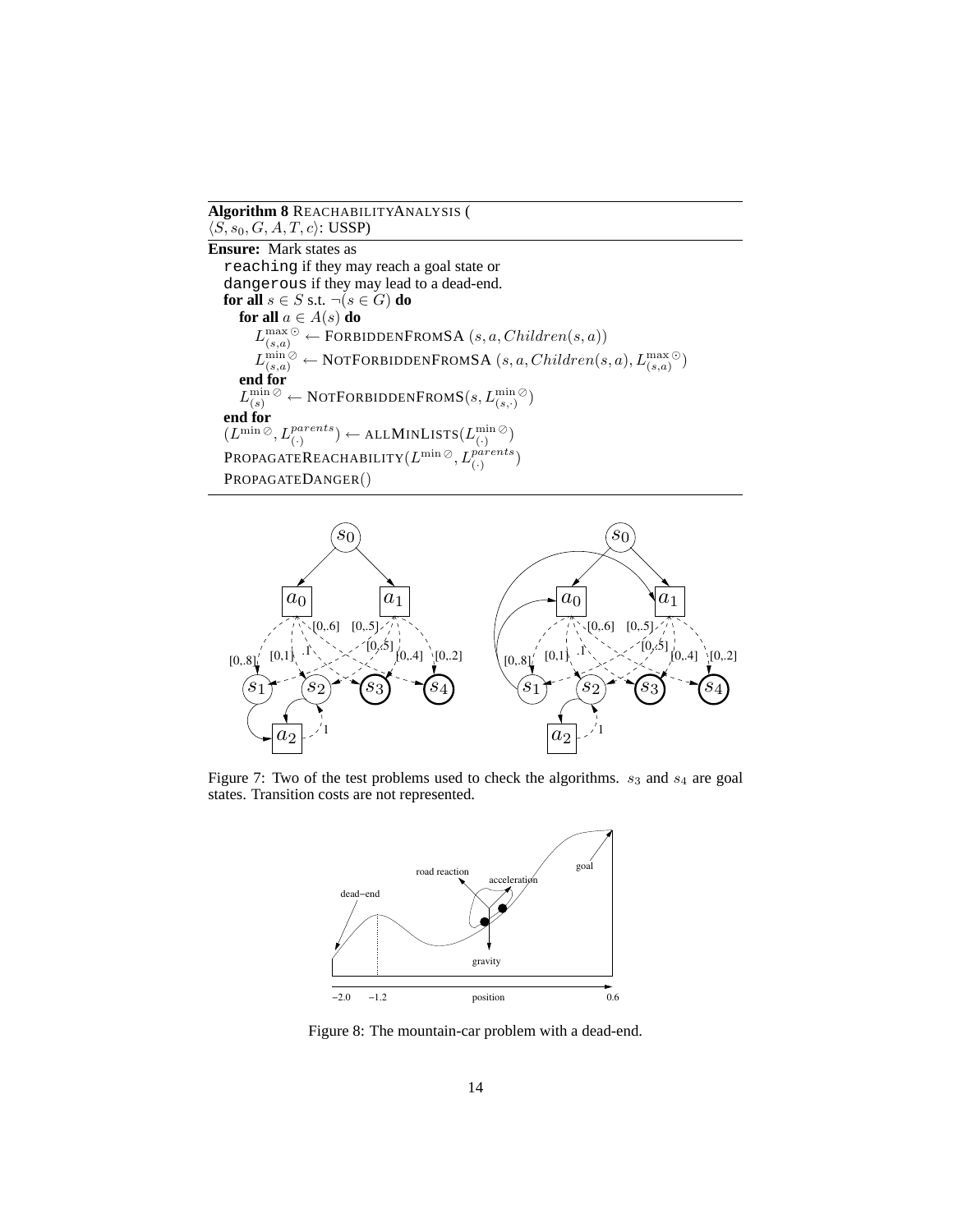**Algorithm 8** ReachabilityAnalysis ( $\langle S, s_0, G, A, T, c \rangle$: USSP)

**Ensure:** Mark states as
`reaching` if they may reach a goal state or
`dangerous` if they may lead to a dead-end.
**for all** $s \in S$ s.t. $\neg(s \in G)$ **do**
  **for all** $a \in A(s)$ **do**
    $L^{\max \odot}_{(s,a)} \leftarrow$ ForbiddenFromSA $(s, a, Children(s, a))$
    $L^{\min \oslash}_{(s,a)} \leftarrow$ NotForbiddenFromSA $(s, a, Children(s, a), L^{\max \odot}_{(s,a)})$
  **end for**
  $L^{\min \oslash}_{(s)} \leftarrow$ NotForbiddenFromS$(s, L^{\min \oslash}_{(s,\cdot)})$
**end for**
$(L^{\min \oslash}, L^{parents}_{(\cdot)}) \leftarrow$ allMinLists$(L^{\min \oslash}_{(\cdot)})$
PropagateReachability$(L^{\min \oslash}, L^{parents}_{(\cdot)})$
PropagateDanger$()$

Figure 7: Two of the test problems used to check the algorithms. $s_3$ and $s_4$ are goal states. Transition costs are not represented.

Figure 8: The mountain-car problem with a dead-end.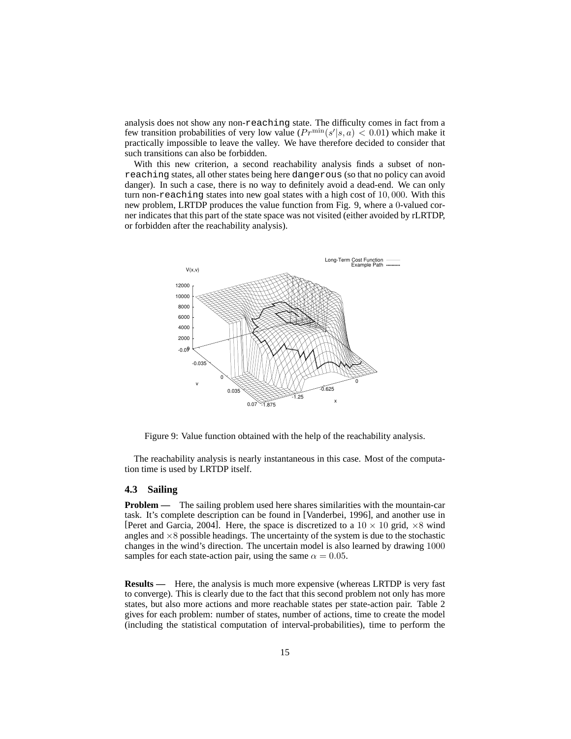analysis does not show any non-`reaching` state. The difficulty comes in fact from a few transition probabilities of very low value ($Pr^{\min}(s'|s,a) < 0.01$) which make it practically impossible to leave the valley. We have therefore decided to consider that such transitions can also be forbidden.

With this new criterion, a second reachability analysis finds a subset of non-`reaching` states, all other states being here `dangerous` (so that no policy can avoid danger). In such a case, there is no way to definitely avoid a dead-end. We can only turn non-`reaching` states into new goal states with a high cost of $10,000$. With this new problem, LRTDP produces the value function from Fig. 9, where a $0$-valued corner indicates that this part of the state space was not visited (either avoided by rLRTDP, or forbidden after the reachability analysis).

Figure 9: Value function obtained with the help of the reachability analysis.

The reachability analysis is nearly instantaneous in this case. Most of the computation time is used by LRTDP itself.

### 4.3 Sailing

**Problem —** The sailing problem used here shares similarities with the mountain-car task. It's complete description can be found in [Vanderbei, 1996], and another use in [Peret and Garcia, 2004]. Here, the space is discretized to a $10 \times 10$ grid, $\times 8$ wind angles and $\times 8$ possible headings. The uncertainty of the system is due to the stochastic changes in the wind's direction. The uncertain model is also learned by drawing $1000$ samples for each state-action pair, using the same $\alpha = 0.05$.

**Results —** Here, the analysis is much more expensive (whereas LRTDP is very fast to converge). This is clearly due to the fact that this second problem not only has more states, but also more actions and more reachable states per state-action pair. Table 2 gives for each problem: number of states, number of actions, time to create the model (including the statistical computation of interval-probabilities), time to perform the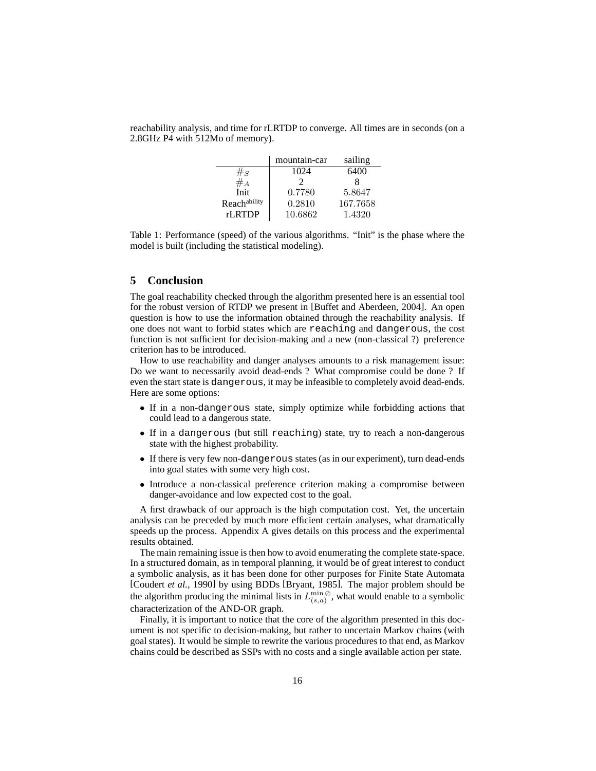reachability analysis, and time for rLRTDP to converge. All times are in seconds (on a 2.8GHz P4 with 512Mo of memory).

| | mountain-car | sailing |
|---|---|---|
| $\#_S$ | 1024 | 6400 |
| $\#_A$ | 2 | 8 |
| Init | 0.7780 | 5.8647 |
| Reach$^{\text{ability}}$ | 0.2810 | 167.7658 |
| rLRTDP | 10.6862 | 1.4320 |

Table 1: Performance (speed) of the various algorithms. "Init" is the phase where the model is built (including the statistical modeling).

## 5 Conclusion

The goal reachability checked through the algorithm presented here is an essential tool for the robust version of RTDP we present in [Buffet and Aberdeen, 2004]. An open question is how to use the information obtained through the reachability analysis. If one does not want to forbid states which are `reaching` and `dangerous`, the cost function is not sufficient for decision-making and a new (non-classical ?) preference criterion has to be introduced.

How to use reachability and danger analyses amounts to a risk management issue: Do we want to necessarily avoid dead-ends ? What compromise could be done ? If even the start state is `dangerous`, it may be infeasible to completely avoid dead-ends. Here are some options:

- If in a non-`dangerous` state, simply optimize while forbidding actions that could lead to a dangerous state.
- If in a `dangerous` (but still `reaching`) state, try to reach a non-dangerous state with the highest probability.
- If there is very few non-`dangerous` states (as in our experiment), turn dead-ends into goal states with some very high cost.
- Introduce a non-classical preference criterion making a compromise between danger-avoidance and low expected cost to the goal.

A first drawback of our approach is the high computation cost. Yet, the uncertain analysis can be preceded by much more efficient certain analyses, what dramatically speeds up the process. Appendix A gives details on this process and the experimental results obtained.

The main remaining issue is then how to avoid enumerating the complete state-space. In a structured domain, as in temporal planning, it would be of great interest to conduct a symbolic analysis, as it has been done for other purposes for Finite State Automata [Coudert *et al.*, 1990] by using BDDs [Bryant, 1985]. The major problem should be the algorithm producing the minimal lists in $L_{(s,a)}^{\min \emptyset}$, what would enable to a symbolic characterization of the AND-OR graph.

Finally, it is important to notice that the core of the algorithm presented in this document is not specific to decision-making, but rather to uncertain Markov chains (with goal states). It would be simple to rewrite the various procedures to that end, as Markov chains could be described as SSPs with no costs and a single available action per state.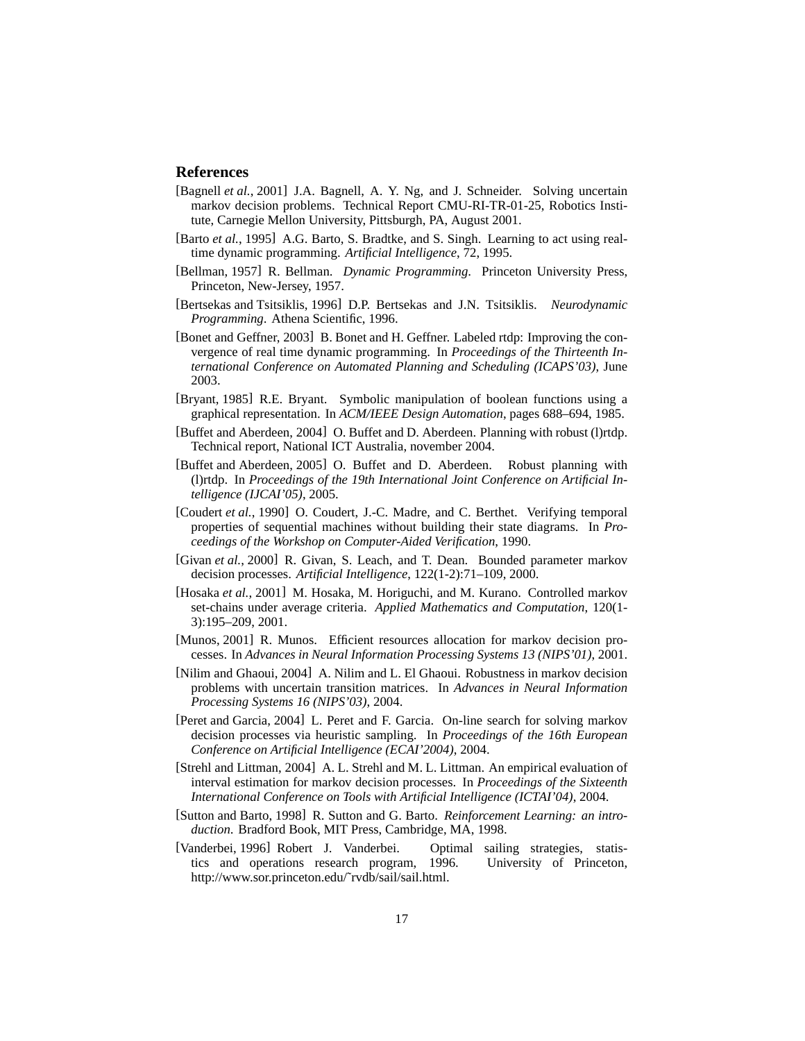## References

[Bagnell *et al.*, 2001] J.A. Bagnell, A. Y. Ng, and J. Schneider. Solving uncertain markov decision problems. Technical Report CMU-RI-TR-01-25, Robotics Institute, Carnegie Mellon University, Pittsburgh, PA, August 2001.

[Barto *et al.*, 1995] A.G. Barto, S. Bradtke, and S. Singh. Learning to act using real-time dynamic programming. *Artificial Intelligence*, 72, 1995.

[Bellman, 1957] R. Bellman. *Dynamic Programming*. Princeton University Press, Princeton, New-Jersey, 1957.

[Bertsekas and Tsitsiklis, 1996] D.P. Bertsekas and J.N. Tsitsiklis. *Neurodynamic Programming*. Athena Scientific, 1996.

[Bonet and Geffner, 2003] B. Bonet and H. Geffner. Labeled rtdp: Improving the convergence of real time dynamic programming. In *Proceedings of the Thirteenth International Conference on Automated Planning and Scheduling (ICAPS'03)*, June 2003.

[Bryant, 1985] R.E. Bryant. Symbolic manipulation of boolean functions using a graphical representation. In *ACM/IEEE Design Automation*, pages 688–694, 1985.

[Buffet and Aberdeen, 2004] O. Buffet and D. Aberdeen. Planning with robust (l)rtdp. Technical report, National ICT Australia, november 2004.

[Buffet and Aberdeen, 2005] O. Buffet and D. Aberdeen. Robust planning with (l)rtdp. In *Proceedings of the 19th International Joint Conference on Artificial Intelligence (IJCAI'05)*, 2005.

[Coudert *et al.*, 1990] O. Coudert, J.-C. Madre, and C. Berthet. Verifying temporal properties of sequential machines without building their state diagrams. In *Proceedings of the Workshop on Computer-Aided Verification*, 1990.

[Givan *et al.*, 2000] R. Givan, S. Leach, and T. Dean. Bounded parameter markov decision processes. *Artificial Intelligence*, 122(1-2):71–109, 2000.

[Hosaka *et al.*, 2001] M. Hosaka, M. Horiguchi, and M. Kurano. Controlled markov set-chains under average criteria. *Applied Mathematics and Computation*, 120(1-3):195–209, 2001.

[Munos, 2001] R. Munos. Efficient resources allocation for markov decision processes. In *Advances in Neural Information Processing Systems 13 (NIPS'01)*, 2001.

[Nilim and Ghaoui, 2004] A. Nilim and L. El Ghaoui. Robustness in markov decision problems with uncertain transition matrices. In *Advances in Neural Information Processing Systems 16 (NIPS'03)*, 2004.

[Peret and Garcia, 2004] L. Peret and F. Garcia. On-line search for solving markov decision processes via heuristic sampling. In *Proceedings of the 16th European Conference on Artificial Intelligence (ECAI'2004)*, 2004.

[Strehl and Littman, 2004] A. L. Strehl and M. L. Littman. An empirical evaluation of interval estimation for markov decision processes. In *Proceedings of the Sixteenth International Conference on Tools with Artificial Intelligence (ICTAI'04)*, 2004.

[Sutton and Barto, 1998] R. Sutton and G. Barto. *Reinforcement Learning: an introduction*. Bradford Book, MIT Press, Cambridge, MA, 1998.

[Vanderbei, 1996] Robert J. Vanderbei. Optimal sailing strategies, statistics and operations research program, 1996. University of Princeton, http://www.sor.princeton.edu/˜rvdb/sail/sail.html.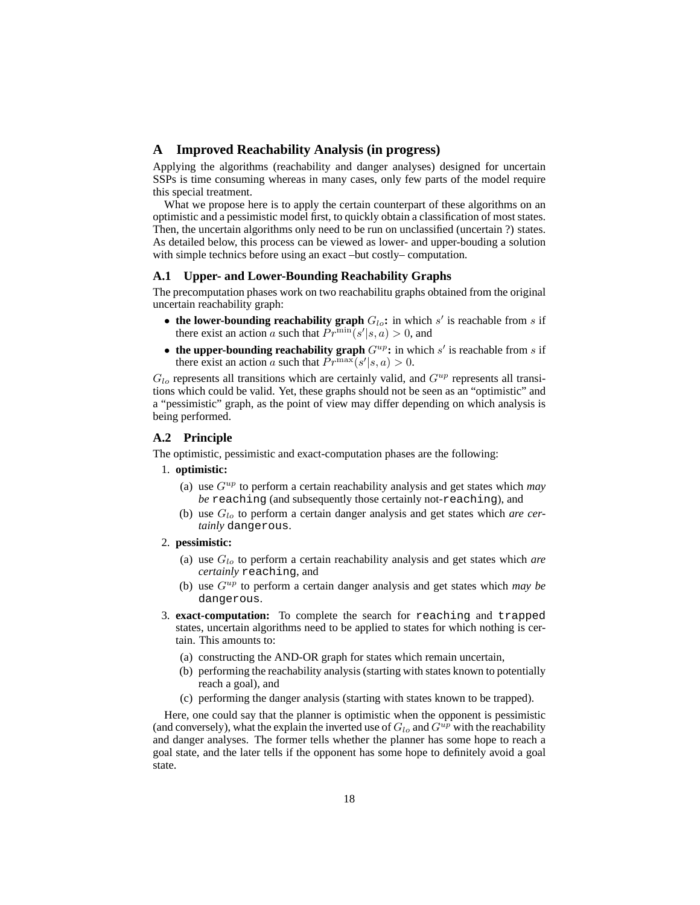## A Improved Reachability Analysis (in progress)

Applying the algorithms (reachability and danger analyses) designed for uncertain SSPs is time consuming whereas in many cases, only few parts of the model require this special treatment.

What we propose here is to apply the certain counterpart of these algorithms on an optimistic and a pessimistic model first, to quickly obtain a classification of most states. Then, the uncertain algorithms only need to be run on unclassified (uncertain ?) states. As detailed below, this process can be viewed as lower- and upper-bouding a solution with simple technics before using an exact –but costly– computation.

### A.1 Upper- and Lower-Bounding Reachability Graphs

The precomputation phases work on two reachabilitu graphs obtained from the original uncertain reachability graph:

- **the lower-bounding reachability graph** $G_{lo}$**:** in which $s'$ is reachable from $s$ if there exist an action $a$ such that $Pr^{\min}(s'|s,a) > 0$, and
- **the upper-bounding reachability graph** $G^{up}$**:** in which $s'$ is reachable from $s$ if there exist an action $a$ such that $Pr^{\max}(s'|s,a) > 0$.

$G_{lo}$ represents all transitions which are certainly valid, and $G^{up}$ represents all transitions which could be valid. Yet, these graphs should not be seen as an "optimistic" and a "pessimistic" graph, as the point of view may differ depending on which analysis is being performed.

### A.2 Principle

The optimistic, pessimistic and exact-computation phases are the following:

1. **optimistic:**
   (a) use $G^{up}$ to perform a certain reachability analysis and get states which *may be* `reaching` (and subsequently those certainly not-`reaching`), and
   (b) use $G_{lo}$ to perform a certain danger analysis and get states which *are certainly* `dangerous`.
2. **pessimistic:**
   (a) use $G_{lo}$ to perform a certain reachability analysis and get states which *are certainly* `reaching`, and
   (b) use $G^{up}$ to perform a certain danger analysis and get states which *may be* `dangerous`.
3. **exact-computation:** To complete the search for `reaching` and `trapped` states, uncertain algorithms need to be applied to states for which nothing is certain. This amounts to:
   (a) constructing the AND-OR graph for states which remain uncertain,
   (b) performing the reachability analysis (starting with states known to potentially reach a goal), and
   (c) performing the danger analysis (starting with states known to be trapped).

Here, one could say that the planner is optimistic when the opponent is pessimistic (and conversely), what the explain the inverted use of $G_{lo}$ and $G^{up}$ with the reachability and danger analyses. The former tells whether the planner has some hope to reach a goal state, and the later tells if the opponent has some hope to definitely avoid a goal state.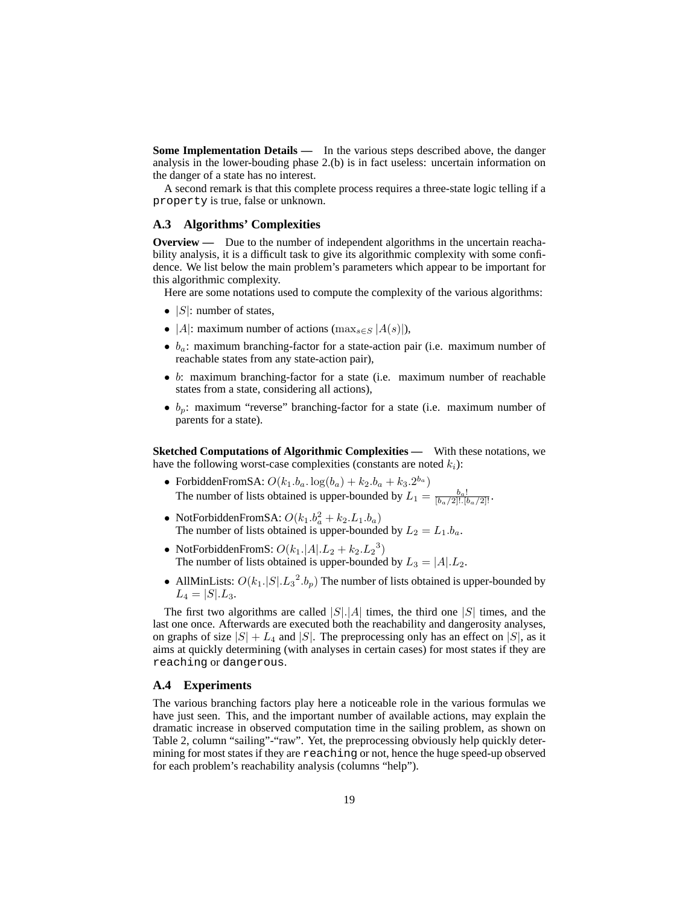**Some Implementation Details —** In the various steps described above, the danger analysis in the lower-bouding phase 2.(b) is in fact useless: uncertain information on the danger of a state has no interest.

A second remark is that this complete process requires a three-state logic telling if a `property` is true, false or unknown.

### A.3 Algorithms' Complexities

**Overview —** Due to the number of independent algorithms in the uncertain reachability analysis, it is a difficult task to give its algorithmic complexity with some confidence. We list below the main problem's parameters which appear to be important for this algorithmic complexity.

Here are some notations used to compute the complexity of the various algorithms:

- $|S|$: number of states,
- $|A|$: maximum number of actions ($\max_{s \in S} |A(s)|$),
- $b_a$: maximum branching-factor for a state-action pair (i.e. maximum number of reachable states from any state-action pair),
- $b$: maximum branching-factor for a state (i.e. maximum number of reachable states from a state, considering all actions),
- $b_p$: maximum "reverse" branching-factor for a state (i.e. maximum number of parents for a state).

**Sketched Computations of Algorithmic Complexities —** With these notations, we have the following worst-case complexities (constants are noted $k_i$):

- ForbiddenFromSA: $O(k_1.b_a.\log(b_a) + k_2.b_a + k_3.2^{b_a})$
  The number of lists obtained is upper-bounded by $L_1 = \frac{b_a!}{[b_a/2]!.[b_a/2]!}$.
- NotForbiddenFromSA: $O(k_1.b_a^2 + k_2.L_1.b_a)$
  The number of lists obtained is upper-bounded by $L_2 = L_1.b_a$.
- NotForbiddenFromS: $O(k_1.|A|.L_2 + k_2.{L_2}^3)$
  The number of lists obtained is upper-bounded by $L_3 = |A|.L_2$.
- AllMinLists: $O(k_1.|S|.{L_3}^2.b_p)$ The number of lists obtained is upper-bounded by $L_4 = |S|.L_3$.

The first two algorithms are called $|S|.|A|$ times, the third one $|S|$ times, and the last one once. Afterwards are executed both the reachability and dangerosity analyses, on graphs of size $|S| + L_4$ and $|S|$. The preprocessing only has an effect on $|S|$, as it aims at quickly determining (with analyses in certain cases) for most states if they are `reaching` or `dangerous`.

### A.4 Experiments

The various branching factors play here a noticeable role in the various formulas we have just seen. This, and the important number of available actions, may explain the dramatic increase in observed computation time in the sailing problem, as shown on Table 2, column "sailing"-"raw". Yet, the preprocessing obviously help quickly determining for most states if they are `reaching` or not, hence the huge speed-up observed for each problem's reachability analysis (columns "help").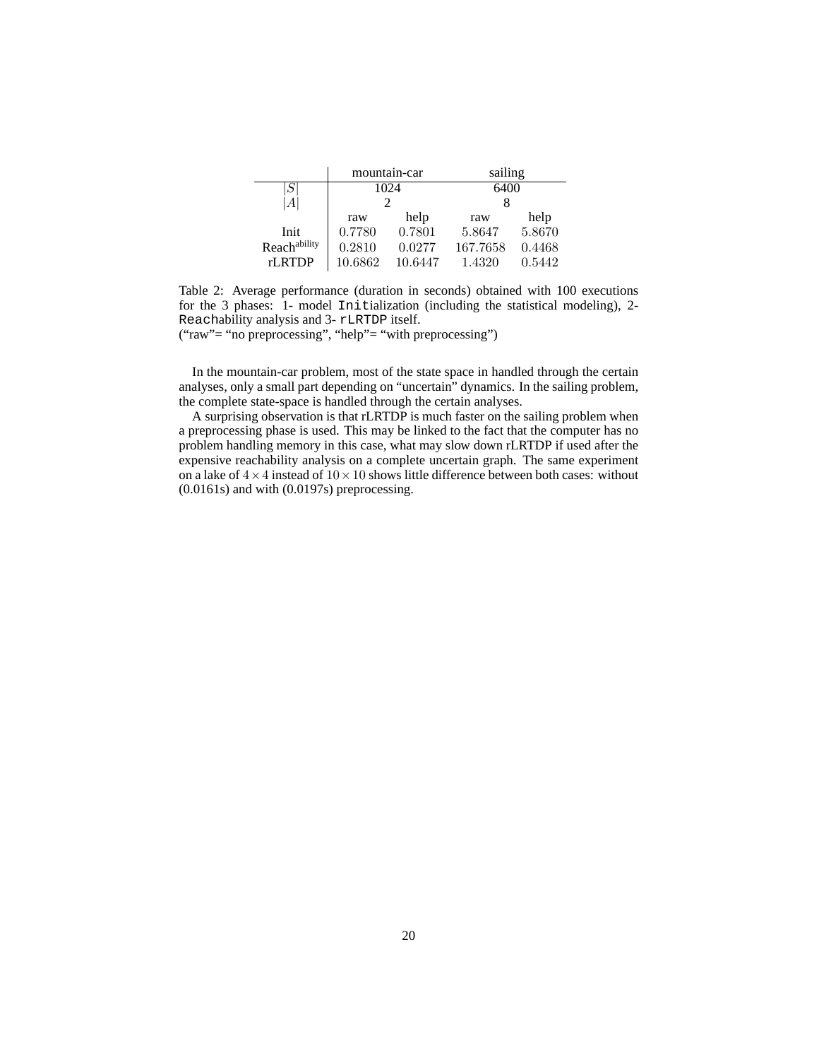| | mountain-car | | sailing | |
|---|---|---|---|---|
| $\|S\|$ | 1024 | | 6400 | |
| $\|A\|$ | 2 | | 8 | |
| | raw | help | raw | help |
| Init | $0.7780$ | $0.7801$ | $5.8647$ | $5.8670$ |
| Reach$^{\text{ability}}$ | $0.2810$ | $0.0277$ | $167.7658$ | $0.4468$ |
| rLRTDP | $10.6862$ | $10.6447$ | $1.4320$ | $0.5442$ |

Table 2: Average performance (duration in seconds) obtained with 100 executions for the 3 phases: 1- model `Init`ialization (including the statistical modeling), 2- `Reach`ability analysis and 3- `rLRTDP` itself.
("raw"= "no preprocessing", "help"= "with preprocessing")

In the mountain-car problem, most of the state space in handled through the certain analyses, only a small part depending on "uncertain" dynamics. In the sailing problem, the complete state-space is handled through the certain analyses.

A surprising observation is that rLRTDP is much faster on the sailing problem when a preprocessing phase is used. This may be linked to the fact that the computer has no problem handling memory in this case, what may slow down rLRTDP if used after the expensive reachability analysis on a complete uncertain graph. The same experiment on a lake of $4 \times 4$ instead of $10 \times 10$ shows little difference between both cases: without (0.0161s) and with (0.0197s) preprocessing.